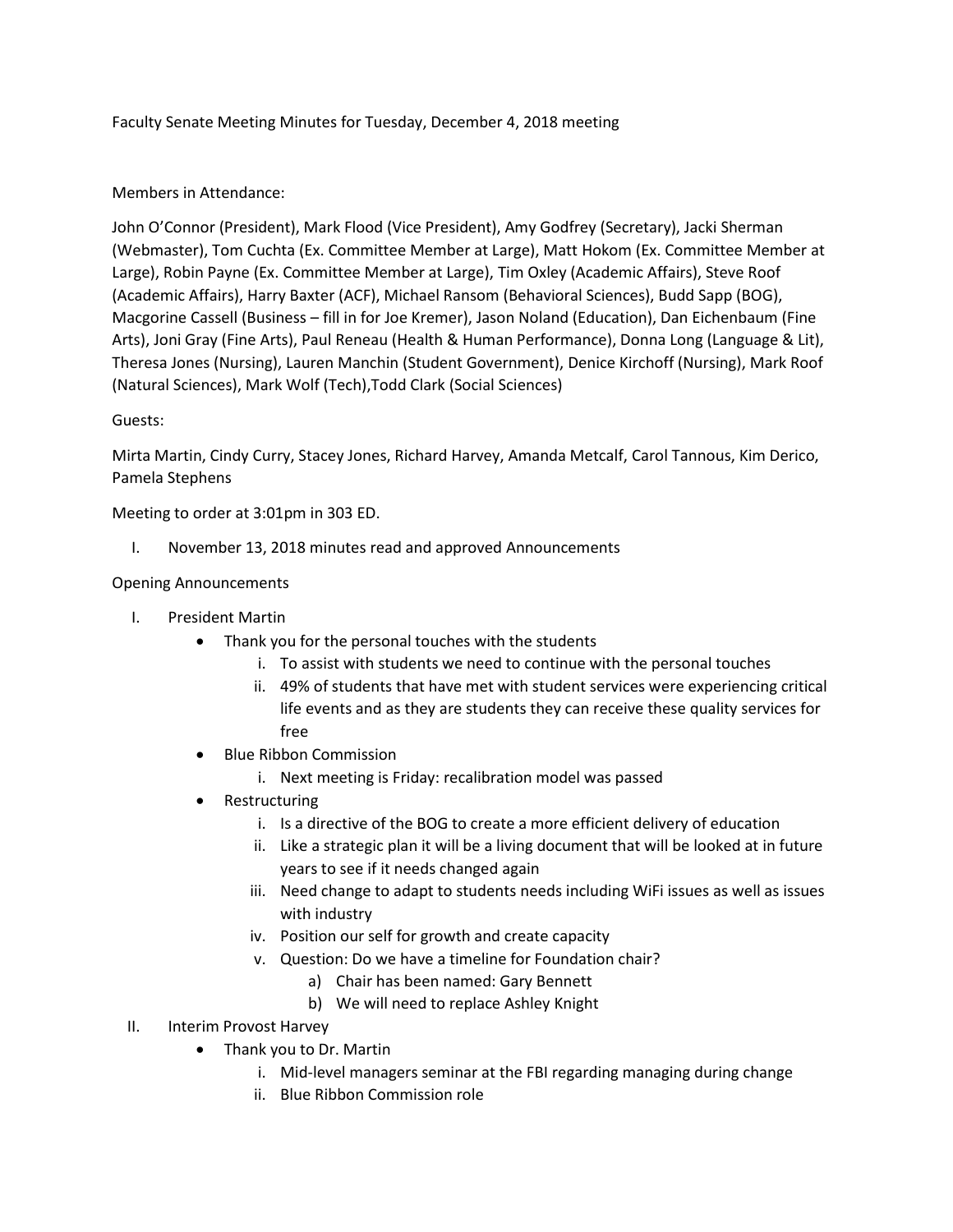Faculty Senate Meeting Minutes for Tuesday, December 4, 2018 meeting

Members in Attendance:

John O'Connor (President), Mark Flood (Vice President), Amy Godfrey (Secretary), Jacki Sherman (Webmaster), Tom Cuchta (Ex. Committee Member at Large), Matt Hokom (Ex. Committee Member at Large), Robin Payne (Ex. Committee Member at Large), Tim Oxley (Academic Affairs), Steve Roof (Academic Affairs), Harry Baxter (ACF), Michael Ransom (Behavioral Sciences), Budd Sapp (BOG), Macgorine Cassell (Business – fill in for Joe Kremer), Jason Noland (Education), Dan Eichenbaum (Fine Arts), Joni Gray (Fine Arts), Paul Reneau (Health & Human Performance), Donna Long (Language & Lit), Theresa Jones (Nursing), Lauren Manchin (Student Government), Denice Kirchoff (Nursing), Mark Roof (Natural Sciences), Mark Wolf (Tech),Todd Clark (Social Sciences)

Guests:

Mirta Martin, Cindy Curry, Stacey Jones, Richard Harvey, Amanda Metcalf, Carol Tannous, Kim Derico, Pamela Stephens

Meeting to order at 3:01pm in 303 ED.

I. November 13, 2018 minutes read and approved Announcements

Opening Announcements

I. President Martin
   - Thank you for the personal touches with the students
     i. To assist with students we need to continue with the personal touches
     ii. 49% of students that have met with student services were experiencing critical life events and as they are students they can receive these quality services for free
   - Blue Ribbon Commission
     i. Next meeting is Friday: recalibration model was passed
   - Restructuring
     i. Is a directive of the BOG to create a more efficient delivery of education
     ii. Like a strategic plan it will be a living document that will be looked at in future years to see if it needs changed again
     iii. Need change to adapt to students needs including WiFi issues as well as issues with industry
     iv. Position our self for growth and create capacity
     v. Question: Do we have a timeline for Foundation chair?
        a) Chair has been named: Gary Bennett
        b) We will need to replace Ashley Knight
II. Interim Provost Harvey
   - Thank you to Dr. Martin
     i. Mid-level managers seminar at the FBI regarding managing during change
     ii. Blue Ribbon Commission role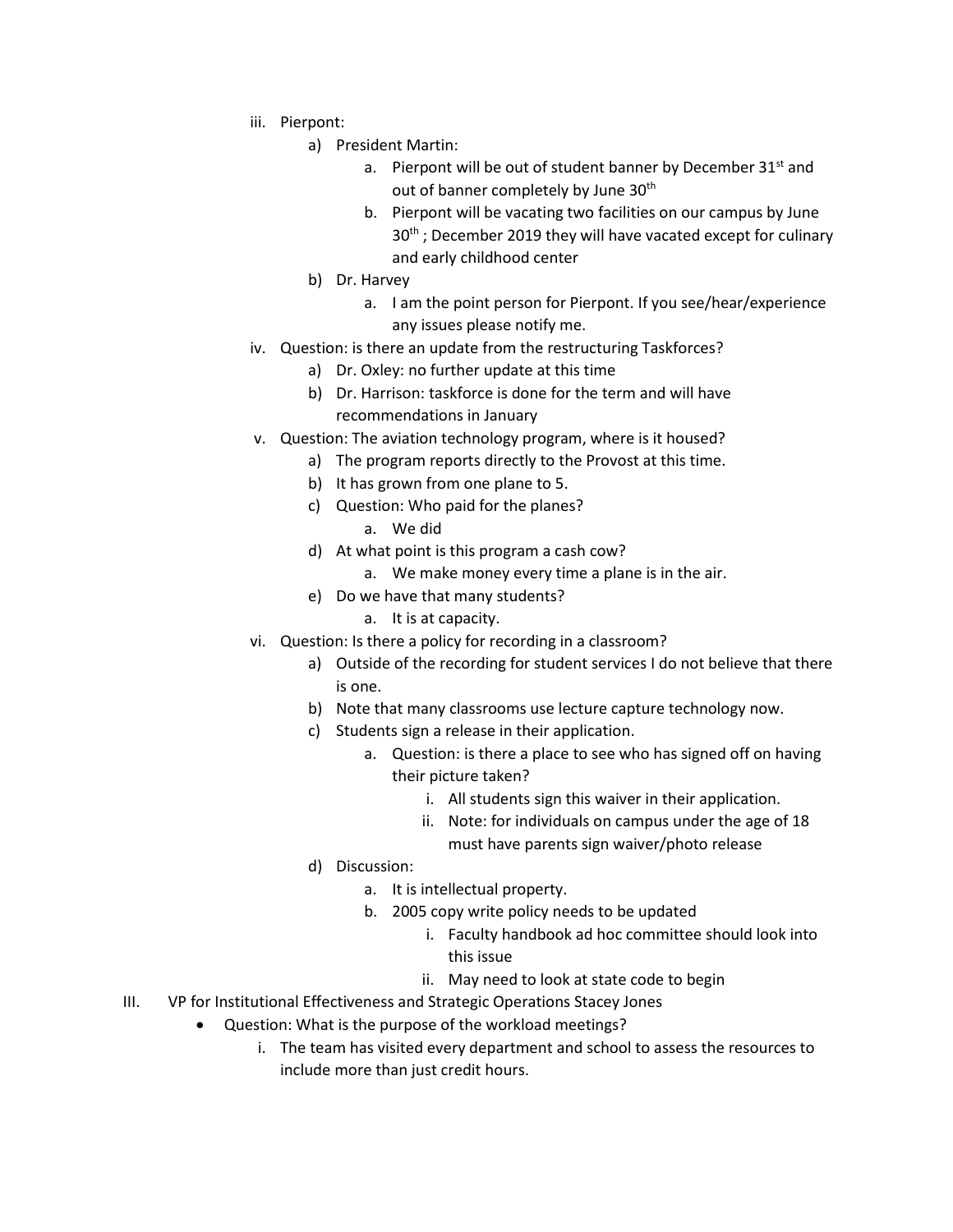iii. Pierpont:
   a) President Martin:
      a. Pierpont will be out of student banner by December 31st and out of banner completely by June 30th
      b. Pierpont will be vacating two facilities on our campus by June 30th ; December 2019 they will have vacated except for culinary and early childhood center
   b) Dr. Harvey
      a. I am the point person for Pierpont. If you see/hear/experience any issues please notify me.

iv. Question: is there an update from the restructuring Taskforces?
   a) Dr. Oxley: no further update at this time
   b) Dr. Harrison: taskforce is done for the term and will have recommendations in January

v. Question: The aviation technology program, where is it housed?
   a) The program reports directly to the Provost at this time.
   b) It has grown from one plane to 5.
   c) Question: Who paid for the planes?
      a. We did
   d) At what point is this program a cash cow?
      a. We make money every time a plane is in the air.
   e) Do we have that many students?
      a. It is at capacity.

vi. Question: Is there a policy for recording in a classroom?
   a) Outside of the recording for student services I do not believe that there is one.
   b) Note that many classrooms use lecture capture technology now.
   c) Students sign a release in their application.
      a. Question: is there a place to see who has signed off on having their picture taken?
         i. All students sign this waiver in their application.
         ii. Note: for individuals on campus under the age of 18 must have parents sign waiver/photo release
   d) Discussion:
      a. It is intellectual property.
      b. 2005 copy write policy needs to be updated
         i. Faculty handbook ad hoc committee should look into this issue
         ii. May need to look at state code to begin

III. VP for Institutional Effectiveness and Strategic Operations Stacey Jones

- Question: What is the purpose of the workload meetings?
   i. The team has visited every department and school to assess the resources to include more than just credit hours.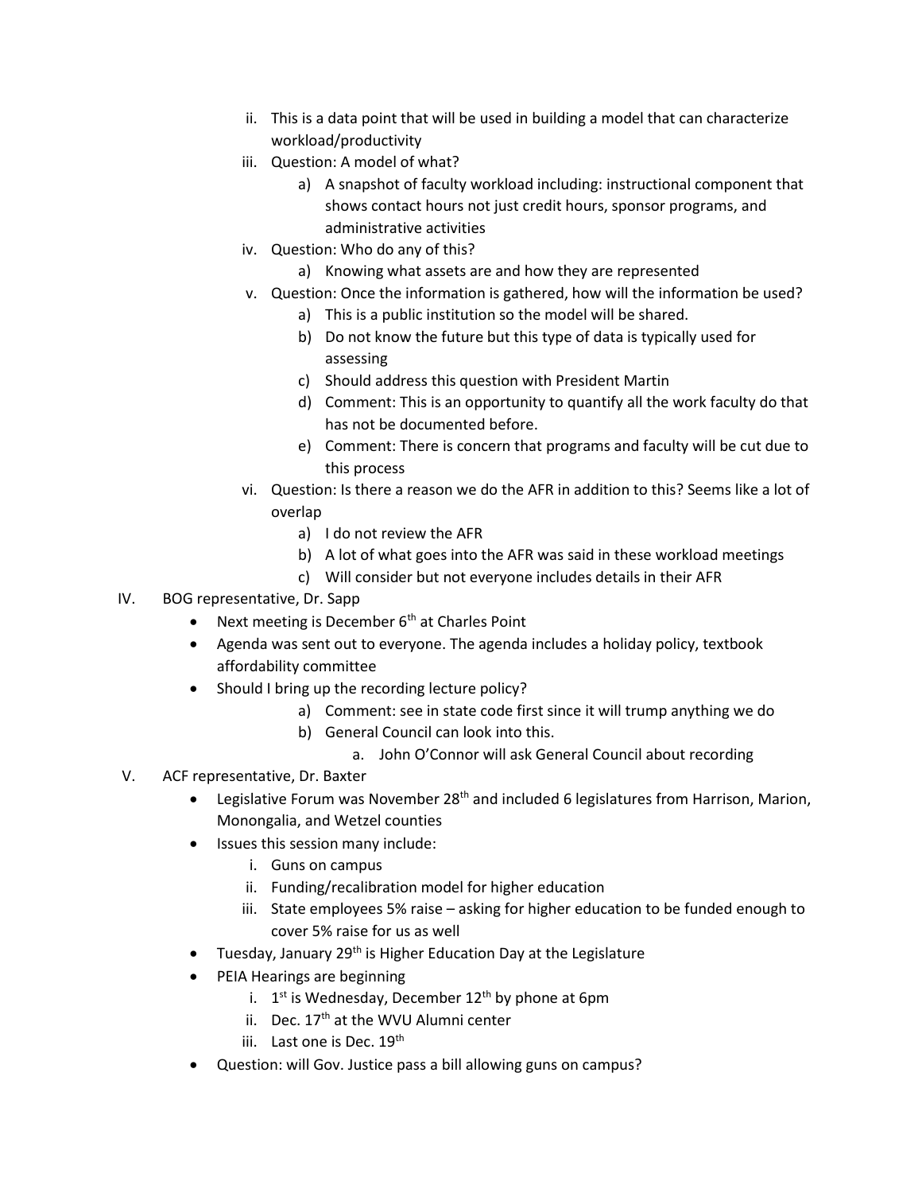ii. This is a data point that will be used in building a model that can characterize workload/productivity

iii. Question: A model of what?

   a) A snapshot of faculty workload including: instructional component that shows contact hours not just credit hours, sponsor programs, and administrative activities

iv. Question: Who do any of this?

   a) Knowing what assets are and how they are represented

v. Question: Once the information is gathered, how will the information be used?

   a) This is a public institution so the model will be shared.
   b) Do not know the future but this type of data is typically used for assessing
   c) Should address this question with President Martin
   d) Comment: This is an opportunity to quantify all the work faculty do that has not be documented before.
   e) Comment: There is concern that programs and faculty will be cut due to this process

vi. Question: Is there a reason we do the AFR in addition to this? Seems like a lot of overlap

   a) I do not review the AFR
   b) A lot of what goes into the AFR was said in these workload meetings
   c) Will consider but not everyone includes details in their AFR

IV. BOG representative, Dr. Sapp

- Next meeting is December 6th at Charles Point
- Agenda was sent out to everyone. The agenda includes a holiday policy, textbook affordability committee
- Should I bring up the recording lecture policy?
   a) Comment: see in state code first since it will trump anything we do
   b) General Council can look into this.
      a. John O'Connor will ask General Council about recording

V. ACF representative, Dr. Baxter

- Legislative Forum was November 28th and included 6 legislatures from Harrison, Marion, Monongalia, and Wetzel counties
- Issues this session many include:
   i. Guns on campus
   ii. Funding/recalibration model for higher education
   iii. State employees 5% raise – asking for higher education to be funded enough to cover 5% raise for us as well
- Tuesday, January 29th is Higher Education Day at the Legislature
- PEIA Hearings are beginning
   i. 1st is Wednesday, December 12th by phone at 6pm
   ii. Dec. 17th at the WVU Alumni center
   iii. Last one is Dec. 19th
- Question: will Gov. Justice pass a bill allowing guns on campus?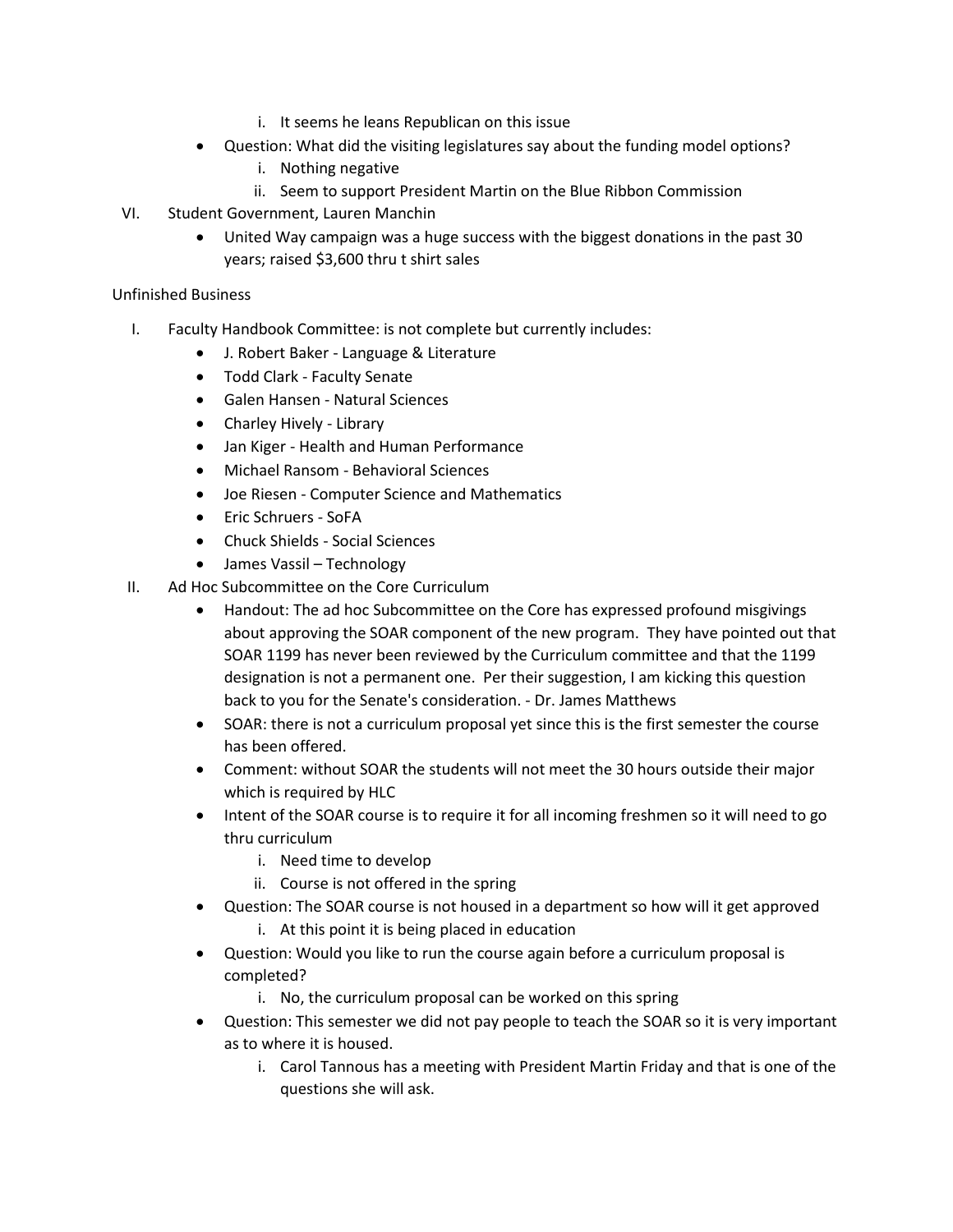i. It seems he leans Republican on this issue

- Question: What did the visiting legislatures say about the funding model options?
  i. Nothing negative
  ii. Seem to support President Martin on the Blue Ribbon Commission

VI. Student Government, Lauren Manchin

- United Way campaign was a huge success with the biggest donations in the past 30 years; raised $3,600 thru t shirt sales

Unfinished Business

I. Faculty Handbook Committee: is not complete but currently includes:

- J. Robert Baker - Language & Literature
- Todd Clark - Faculty Senate
- Galen Hansen - Natural Sciences
- Charley Hively - Library
- Jan Kiger - Health and Human Performance
- Michael Ransom - Behavioral Sciences
- Joe Riesen - Computer Science and Mathematics
- Eric Schruers - SoFA
- Chuck Shields - Social Sciences
- James Vassil – Technology

II. Ad Hoc Subcommittee on the Core Curriculum

- Handout: The ad hoc Subcommittee on the Core has expressed profound misgivings about approving the SOAR component of the new program. They have pointed out that SOAR 1199 has never been reviewed by the Curriculum committee and that the 1199 designation is not a permanent one. Per their suggestion, I am kicking this question back to you for the Senate's consideration. - Dr. James Matthews
- SOAR: there is not a curriculum proposal yet since this is the first semester the course has been offered.
- Comment: without SOAR the students will not meet the 30 hours outside their major which is required by HLC
- Intent of the SOAR course is to require it for all incoming freshmen so it will need to go thru curriculum
  i. Need time to develop
  ii. Course is not offered in the spring
- Question: The SOAR course is not housed in a department so how will it get approved
  i. At this point it is being placed in education
- Question: Would you like to run the course again before a curriculum proposal is completed?
  i. No, the curriculum proposal can be worked on this spring
- Question: This semester we did not pay people to teach the SOAR so it is very important as to where it is housed.
  i. Carol Tannous has a meeting with President Martin Friday and that is one of the questions she will ask.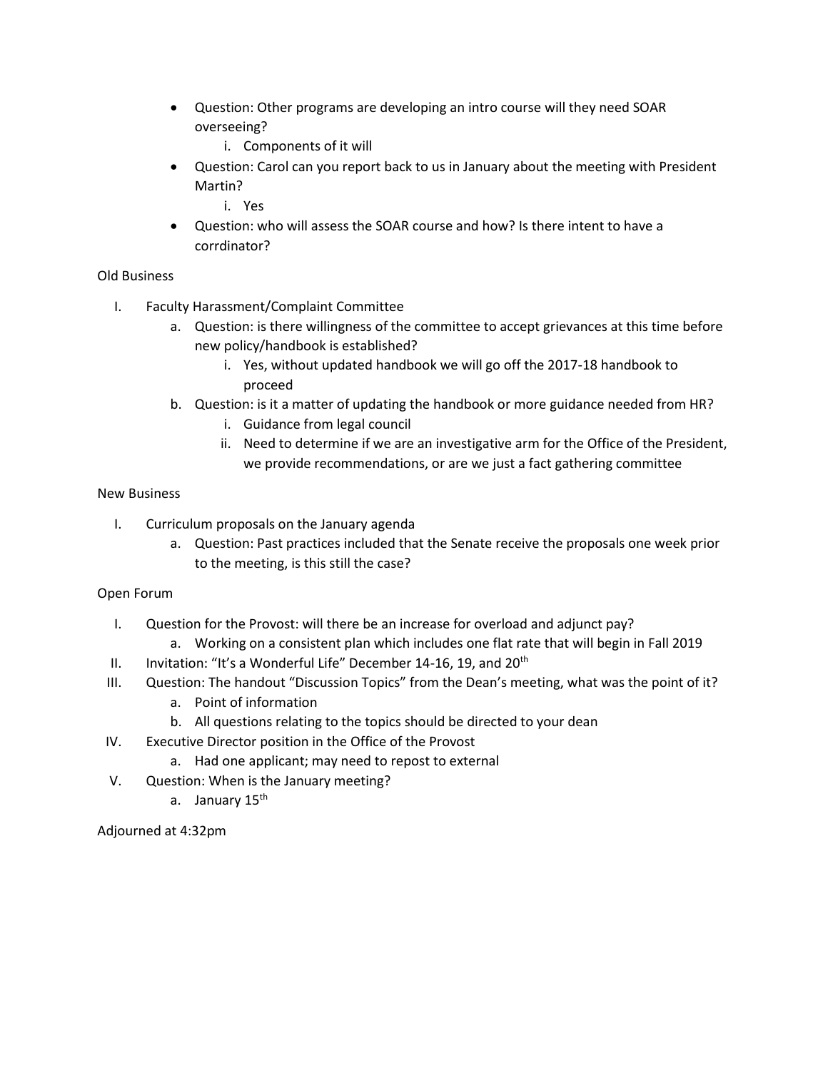- Question: Other programs are developing an intro course will they need SOAR overseeing?
    i. Components of it will
- Question: Carol can you report back to us in January about the meeting with President Martin?
    i. Yes
- Question: who will assess the SOAR course and how? Is there intent to have a corrdinator?

Old Business

I. Faculty Harassment/Complaint Committee
    a. Question: is there willingness of the committee to accept grievances at this time before new policy/handbook is established?
        i. Yes, without updated handbook we will go off the 2017-18 handbook to proceed
    b. Question: is it a matter of updating the handbook or more guidance needed from HR?
        i. Guidance from legal council
        ii. Need to determine if we are an investigative arm for the Office of the President, we provide recommendations, or are we just a fact gathering committee

New Business

I. Curriculum proposals on the January agenda
    a. Question: Past practices included that the Senate receive the proposals one week prior to the meeting, is this still the case?

Open Forum

I. Question for the Provost: will there be an increase for overload and adjunct pay?
    a. Working on a consistent plan which includes one flat rate that will begin in Fall 2019
II. Invitation: "It's a Wonderful Life" December 14-16, 19, and 20th
III. Question: The handout "Discussion Topics" from the Dean's meeting, what was the point of it?
    a. Point of information
    b. All questions relating to the topics should be directed to your dean
IV. Executive Director position in the Office of the Provost
    a. Had one applicant; may need to repost to external
V. Question: When is the January meeting?
    a. January 15th

Adjourned at 4:32pm